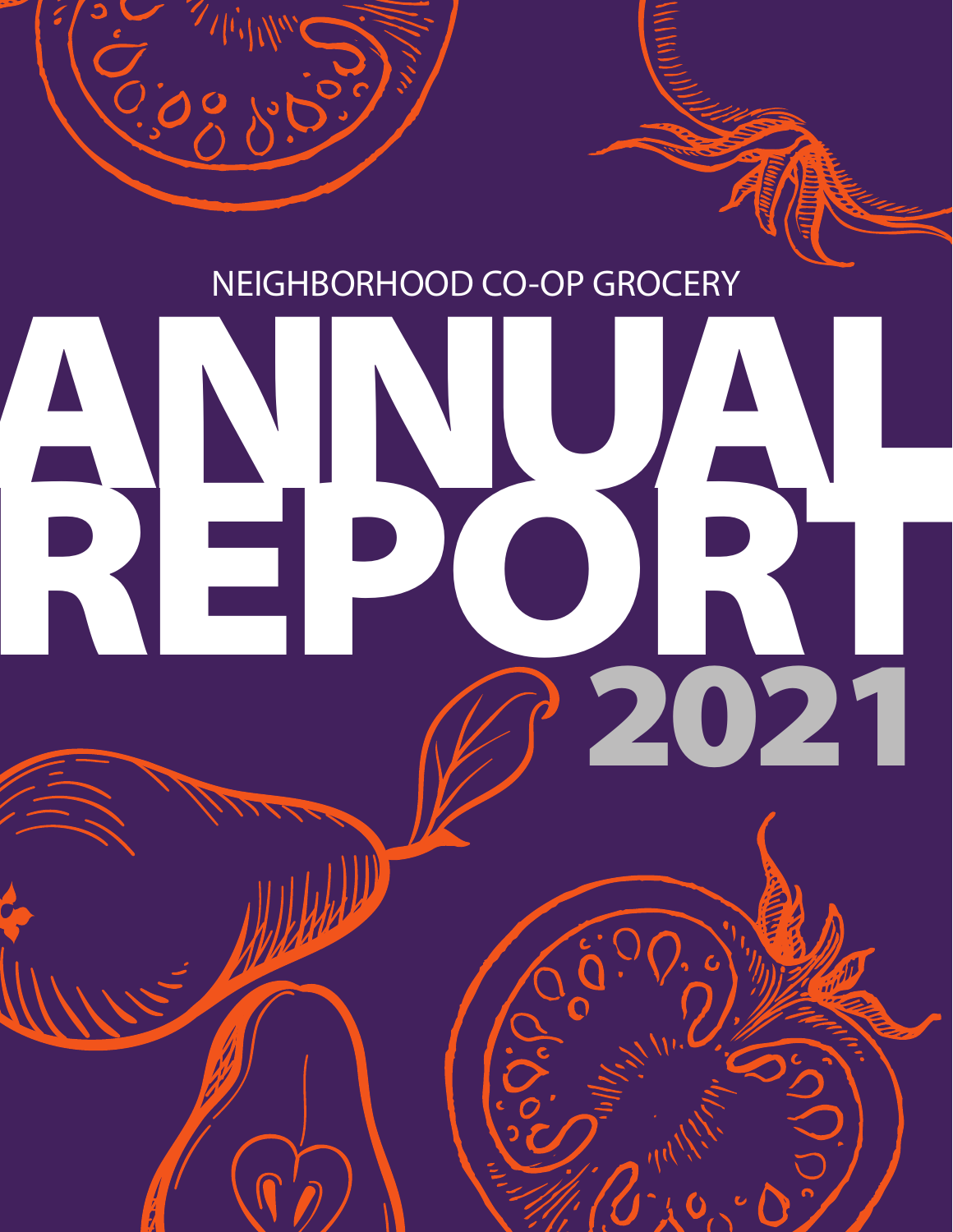NEIGHBORHOOD CO-OP GROCERY

# ANNUAL REPORT

## 2021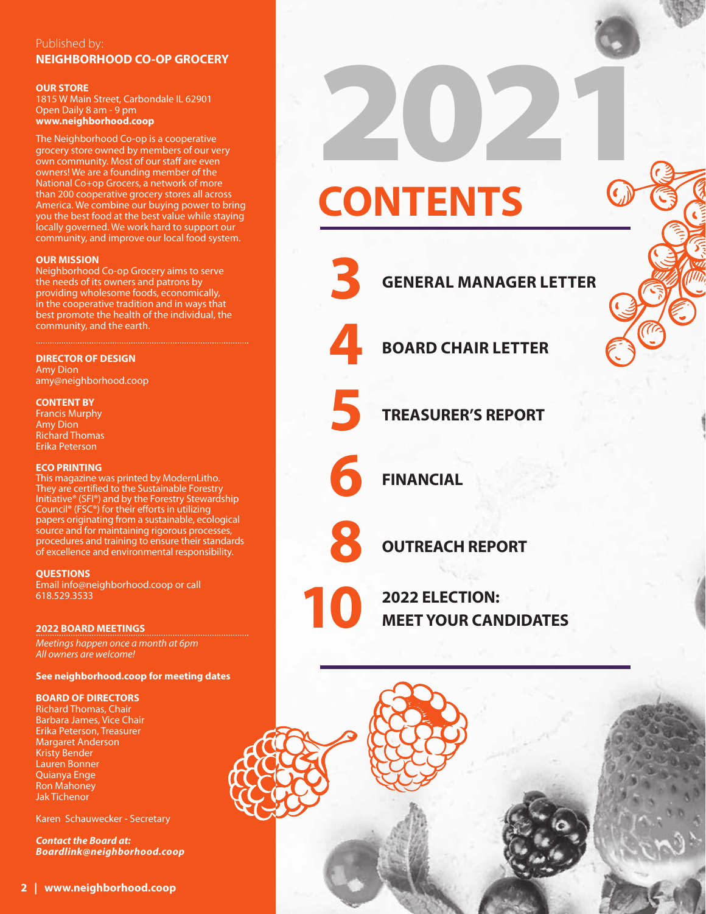Published by:
**NEIGHBORHOOD CO-OP GROCERY**

**OUR STORE**
1815 W Main Street, Carbondale IL 62901
Open Daily 8 am - 9 pm
**www.neighborhood.coop**

The Neighborhood Co-op is a cooperative grocery store owned by members of our very own community. Most of our staff are even owners! We are a founding member of the National Co+op Grocers, a network of more than 200 cooperative grocery stores all across America. We combine our buying power to bring you the best food at the best value while staying locally governed. We work hard to support our community, and improve our local food system.

**OUR MISSION**
Neighborhood Co-op Grocery aims to serve the needs of its owners and patrons by providing wholesome foods, economically, in the cooperative tradition and in ways that best promote the health of the individual, the community, and the earth.

**DIRECTOR OF DESIGN**
Amy Dion
amy@neighborhood.coop

**CONTENT BY**
Francis Murphy
Amy Dion
Richard Thomas
Erika Peterson

**ECO PRINTING**
This magazine was printed by ModernLitho. They are certified to the Sustainable Forestry Initiative® (SFI®) and by the Forestry Stewardship Council® (FSC®) for their efforts in utilizing papers originating from a sustainable, ecological source and for maintaining rigorous processes, procedures and training to ensure their standards of excellence and environmental responsibility.

**QUESTIONS**
Email info@neighborhood.coop or call 618.529.3533

**2022 BOARD MEETINGS**
*Meetings happen once a month at 6pm*
*All owners are welcome!*

**See neighborhood.coop for meeting dates**

**BOARD OF DIRECTORS**
Richard Thomas, Chair
Barbara James, Vice Chair
Erika Peterson, Treasurer
Margaret Anderson
Kristy Bender
Lauren Bonner
Quianya Enge
Ron Mahoney
Jak Tichenor

Karen Schauwecker - Secretary

***Contact the Board at:***
***Boardlink@neighborhood.coop***

# 2021 CONTENTS

**3** GENERAL MANAGER LETTER

**4** BOARD CHAIR LETTER

**5** TREASURER'S REPORT

**6** FINANCIAL

**8** OUTREACH REPORT

**10** 2022 ELECTION: MEET YOUR CANDIDATES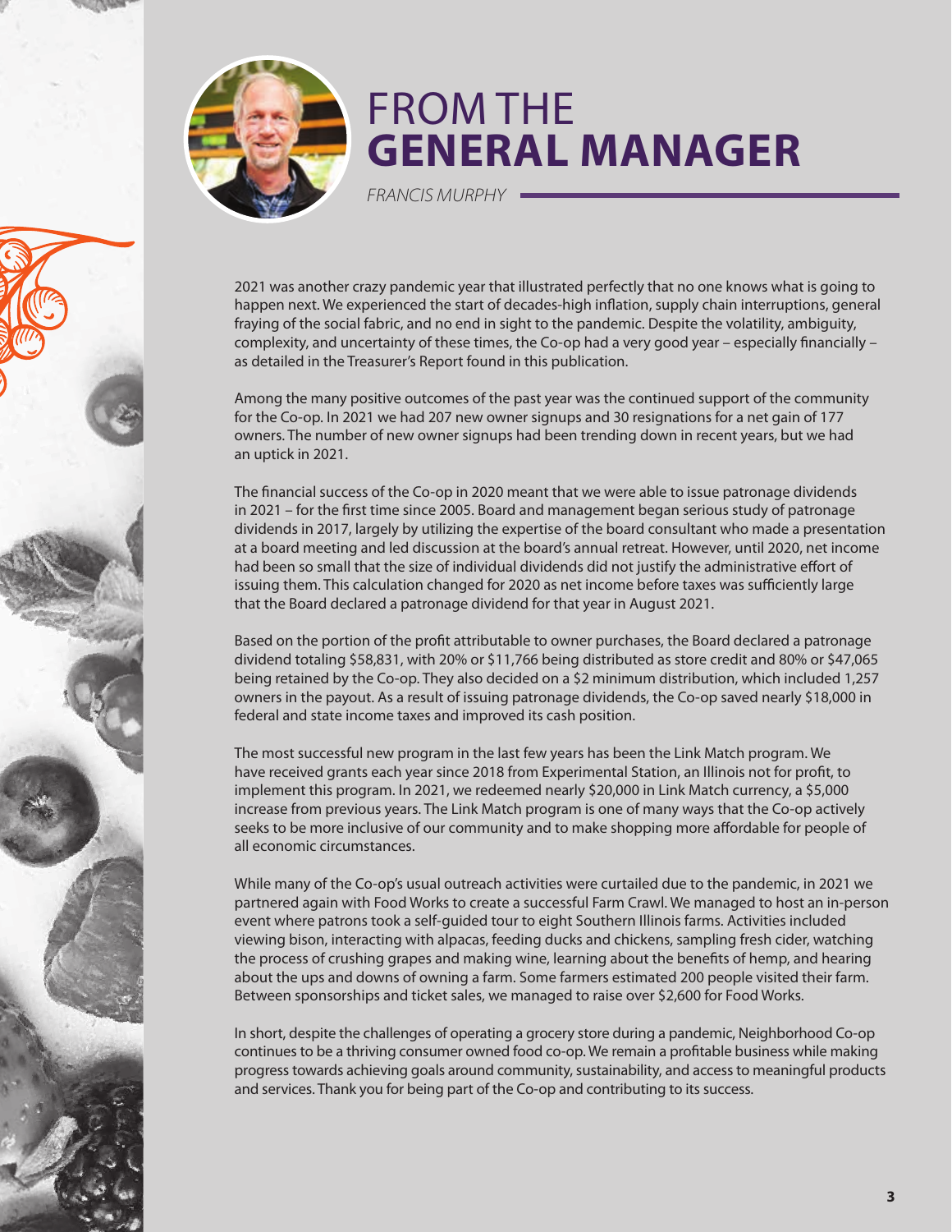# FROM THE **GENERAL MANAGER**

*FRANCIS MURPHY*

2021 was another crazy pandemic year that illustrated perfectly that no one knows what is going to happen next. We experienced the start of decades-high inflation, supply chain interruptions, general fraying of the social fabric, and no end in sight to the pandemic. Despite the volatility, ambiguity, complexity, and uncertainty of these times, the Co-op had a very good year – especially financially – as detailed in the Treasurer's Report found in this publication.

Among the many positive outcomes of the past year was the continued support of the community for the Co-op. In 2021 we had 207 new owner signups and 30 resignations for a net gain of 177 owners. The number of new owner signups had been trending down in recent years, but we had an uptick in 2021.

The financial success of the Co-op in 2020 meant that we were able to issue patronage dividends in 2021 – for the first time since 2005. Board and management began serious study of patronage dividends in 2017, largely by utilizing the expertise of the board consultant who made a presentation at a board meeting and led discussion at the board's annual retreat. However, until 2020, net income had been so small that the size of individual dividends did not justify the administrative effort of issuing them. This calculation changed for 2020 as net income before taxes was sufficiently large that the Board declared a patronage dividend for that year in August 2021.

Based on the portion of the profit attributable to owner purchases, the Board declared a patronage dividend totaling $58,831, with 20% or $11,766 being distributed as store credit and 80% or $47,065 being retained by the Co-op. They also decided on a $2 minimum distribution, which included 1,257 owners in the payout. As a result of issuing patronage dividends, the Co-op saved nearly $18,000 in federal and state income taxes and improved its cash position.

The most successful new program in the last few years has been the Link Match program. We have received grants each year since 2018 from Experimental Station, an Illinois not for profit, to implement this program. In 2021, we redeemed nearly $20,000 in Link Match currency, a $5,000 increase from previous years. The Link Match program is one of many ways that the Co-op actively seeks to be more inclusive of our community and to make shopping more affordable for people of all economic circumstances.

While many of the Co-op's usual outreach activities were curtailed due to the pandemic, in 2021 we partnered again with Food Works to create a successful Farm Crawl. We managed to host an in-person event where patrons took a self-guided tour to eight Southern Illinois farms. Activities included viewing bison, interacting with alpacas, feeding ducks and chickens, sampling fresh cider, watching the process of crushing grapes and making wine, learning about the benefits of hemp, and hearing about the ups and downs of owning a farm. Some farmers estimated 200 people visited their farm. Between sponsorships and ticket sales, we managed to raise over $2,600 for Food Works.

In short, despite the challenges of operating a grocery store during a pandemic, Neighborhood Co-op continues to be a thriving consumer owned food co-op. We remain a profitable business while making progress towards achieving goals around community, sustainability, and access to meaningful products and services. Thank you for being part of the Co-op and contributing to its success.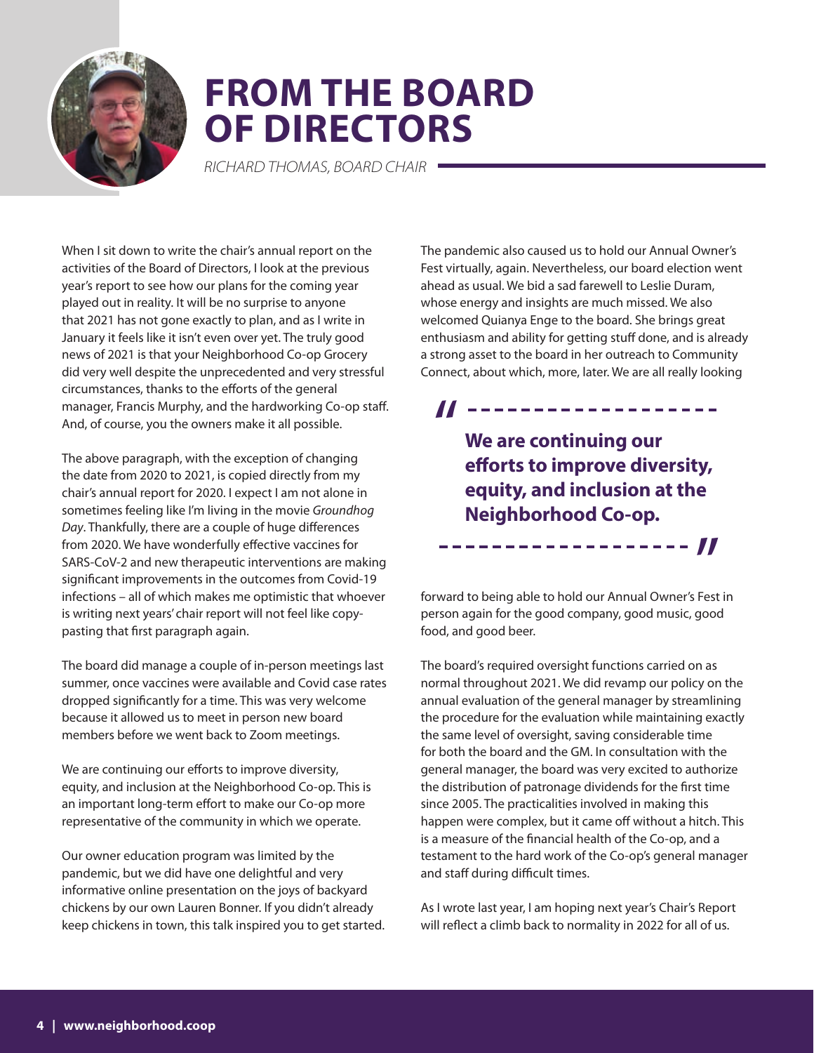# FROM THE BOARD OF DIRECTORS

*RICHARD THOMAS, BOARD CHAIR*

When I sit down to write the chair's annual report on the activities of the Board of Directors, I look at the previous year's report to see how our plans for the coming year played out in reality. It will be no surprise to anyone that 2021 has not gone exactly to plan, and as I write in January it feels like it isn't even over yet. The truly good news of 2021 is that your Neighborhood Co-op Grocery did very well despite the unprecedented and very stressful circumstances, thanks to the efforts of the general manager, Francis Murphy, and the hardworking Co-op staff. And, of course, you the owners make it all possible.

The above paragraph, with the exception of changing the date from 2020 to 2021, is copied directly from my chair's annual report for 2020. I expect I am not alone in sometimes feeling like I'm living in the movie *Groundhog Day*. Thankfully, there are a couple of huge differences from 2020. We have wonderfully effective vaccines for SARS-CoV-2 and new therapeutic interventions are making significant improvements in the outcomes from Covid-19 infections – all of which makes me optimistic that whoever is writing next years' chair report will not feel like copy-pasting that first paragraph again.

The board did manage a couple of in-person meetings last summer, once vaccines were available and Covid case rates dropped significantly for a time. This was very welcome because it allowed us to meet in person new board members before we went back to Zoom meetings.

We are continuing our efforts to improve diversity, equity, and inclusion at the Neighborhood Co-op. This is an important long-term effort to make our Co-op more representative of the community in which we operate.

Our owner education program was limited by the pandemic, but we did have one delightful and very informative online presentation on the joys of backyard chickens by our own Lauren Bonner. If you didn't already keep chickens in town, this talk inspired you to get started.

The pandemic also caused us to hold our Annual Owner's Fest virtually, again. Nevertheless, our board election went ahead as usual. We bid a sad farewell to Leslie Duram, whose energy and insights are much missed. We also welcomed Quianya Enge to the board. She brings great enthusiasm and ability for getting stuff done, and is already a strong asset to the board in her outreach to Community Connect, about which, more, later. We are all really looking forward to being able to hold our Annual Owner's Fest in person again for the good company, good music, good food, and good beer.

> **"We are continuing our efforts to improve diversity, equity, and inclusion at the Neighborhood Co-op."**

The board's required oversight functions carried on as normal throughout 2021. We did revamp our policy on the annual evaluation of the general manager by streamlining the procedure for the evaluation while maintaining exactly the same level of oversight, saving considerable time for both the board and the GM. In consultation with the general manager, the board was very excited to authorize the distribution of patronage dividends for the first time since 2005. The practicalities involved in making this happen were complex, but it came off without a hitch. This is a measure of the financial health of the Co-op, and a testament to the hard work of the Co-op's general manager and staff during difficult times.

As I wrote last year, I am hoping next year's Chair's Report will reflect a climb back to normality in 2022 for all of us.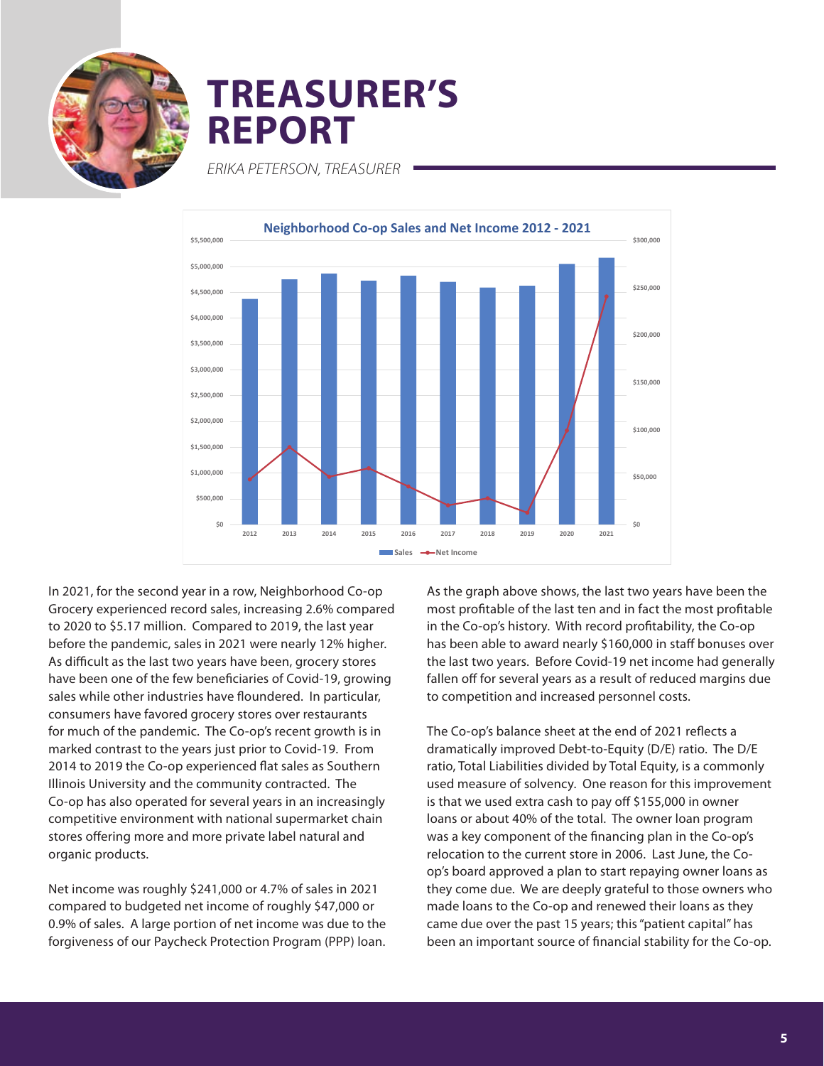# TREASURER'S REPORT

*ERIKA PETERSON, TREASURER*

Neighborhood Co-op Sales and Net Income 2012 - 2021

$5,500,000
$5,000,000
$4,500,000
$4,000,000
$3,500,000
$3,000,000
$2,500,000
$2,000,000
$1,500,000
$1,000,000
$500,000
$0

$300,000
$250,000
$200,000
$150,000
$100,000
$50,000
$0

2012 2013 2014 2015 2016 2017 2018 2019 2020 2021

Sales — Net Income

In 2021, for the second year in a row, Neighborhood Co-op Grocery experienced record sales, increasing 2.6% compared to 2020 to $5.17 million. Compared to 2019, the last year before the pandemic, sales in 2021 were nearly 12% higher. As difficult as the last two years have been, grocery stores have been one of the few beneficiaries of Covid-19, growing sales while other industries have floundered. In particular, consumers have favored grocery stores over restaurants for much of the pandemic. The Co-op's recent growth is in marked contrast to the years just prior to Covid-19. From 2014 to 2019 the Co-op experienced flat sales as Southern Illinois University and the community contracted. The Co-op has also operated for several years in an increasingly competitive environment with national supermarket chain stores offering more and more private label natural and organic products.

Net income was roughly $241,000 or 4.7% of sales in 2021 compared to budgeted net income of roughly $47,000 or 0.9% of sales. A large portion of net income was due to the forgiveness of our Paycheck Protection Program (PPP) loan.

As the graph above shows, the last two years have been the most profitable of the last ten and in fact the most profitable in the Co-op's history. With record profitability, the Co-op has been able to award nearly $160,000 in staff bonuses over the last two years. Before Covid-19 net income had generally fallen off for several years as a result of reduced margins due to competition and increased personnel costs.

The Co-op's balance sheet at the end of 2021 reflects a dramatically improved Debt-to-Equity (D/E) ratio. The D/E ratio, Total Liabilities divided by Total Equity, is a commonly used measure of solvency. One reason for this improvement is that we used extra cash to pay off $155,000 in owner loans or about 40% of the total. The owner loan program was a key component of the financing plan in the Co-op's relocation to the current store in 2006. Last June, the Co-op's board approved a plan to start repaying owner loans as they come due. We are deeply grateful to those owners who made loans to the Co-op and renewed their loans as they came due over the past 15 years; this "patient capital" has been an important source of financial stability for the Co-op.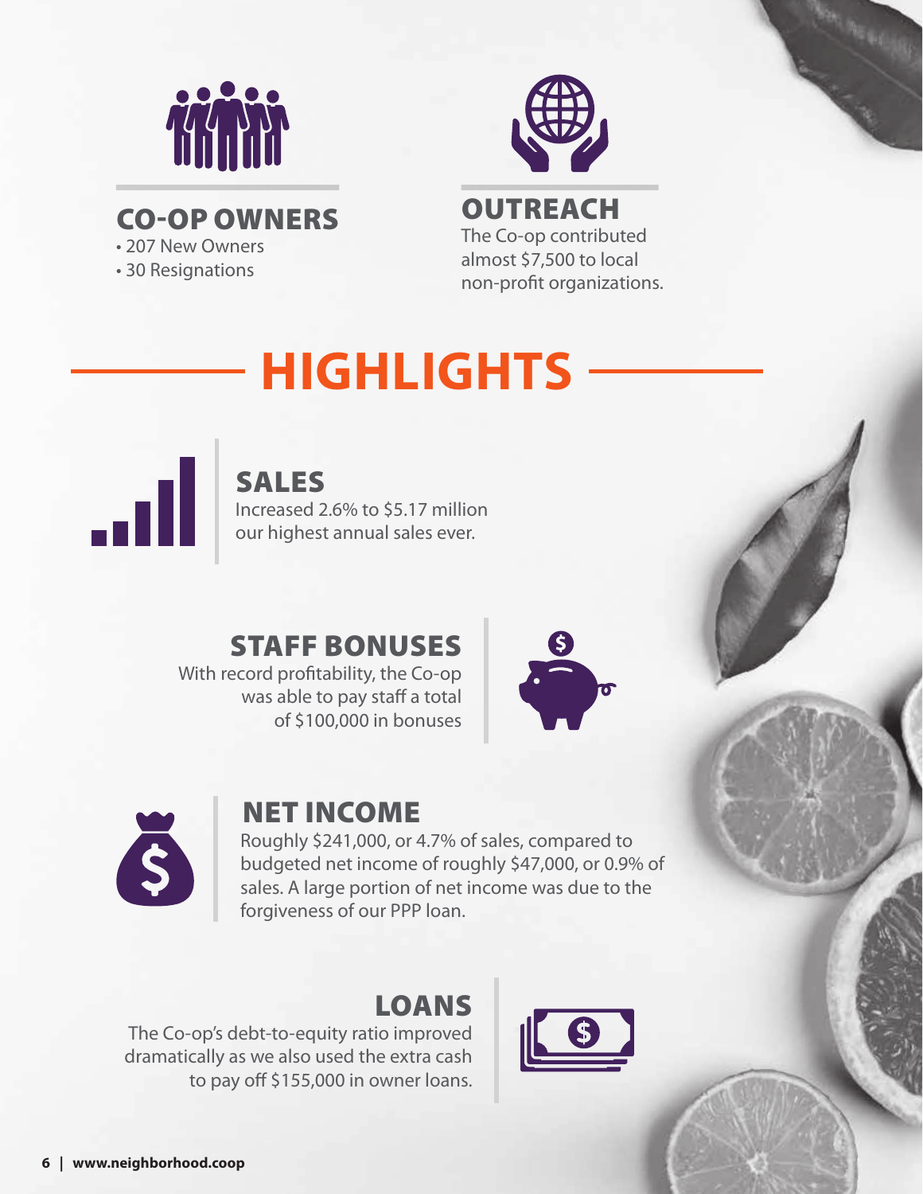## CO-OP OWNERS

- 207 New Owners
- 30 Resignations

## OUTREACH

The Co-op contributed almost $7,500 to local non-profit organizations.

# HIGHLIGHTS

## SALES

Increased 2.6% to $5.17 million our highest annual sales ever.

## STAFF BONUSES

With record profitability, the Co-op was able to pay staff a total of $100,000 in bonuses

## NET INCOME

Roughly $241,000, or 4.7% of sales, compared to budgeted net income of roughly $47,000, or 0.9% of sales. A large portion of net income was due to the forgiveness of our PPP loan.

## LOANS

The Co-op's debt-to-equity ratio improved dramatically as we also used the extra cash to pay off $155,000 in owner loans.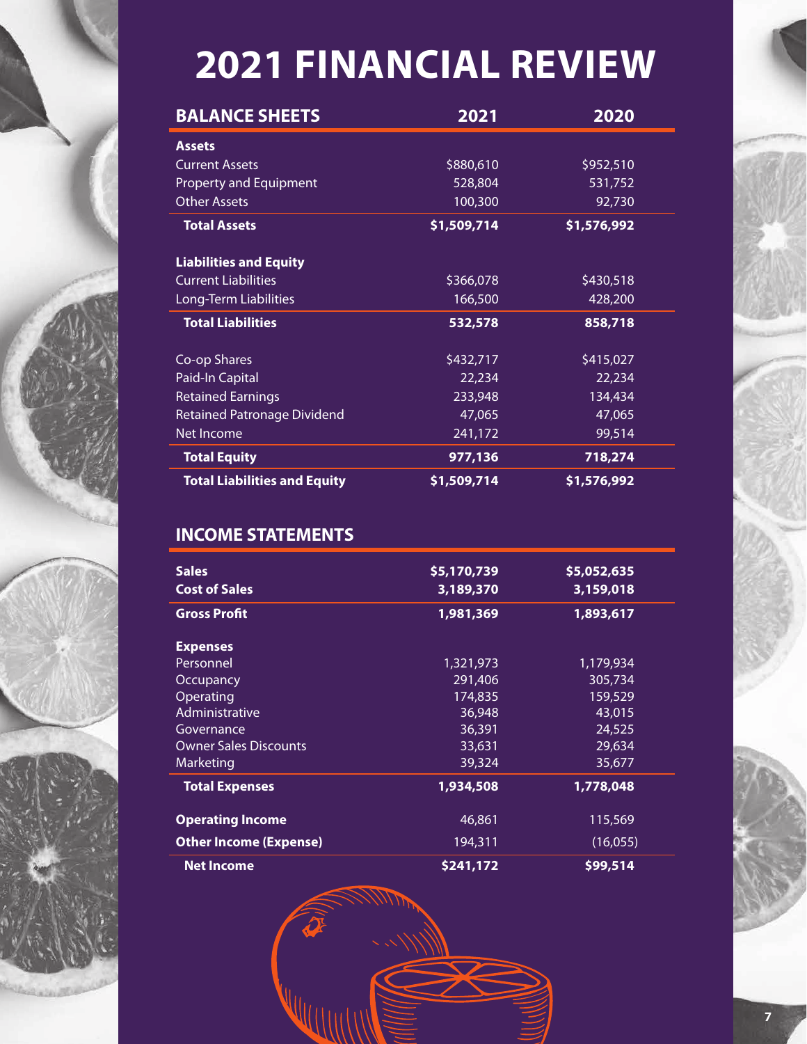# 2021 FINANCIAL REVIEW

| BALANCE SHEETS | 2021 | 2020 |
|---|---|---|
| **Assets** | | |
| Current Assets | $880,610 | $952,510 |
| Property and Equipment | 528,804 | 531,752 |
| Other Assets | 100,300 | 92,730 |
| **Total Assets** | **$1,509,714** | **$1,576,992** |
| | | |
| **Liabilities and Equity** | | |
| Current Liabilities | $366,078 | $430,518 |
| Long-Term Liabilities | 166,500 | 428,200 |
| **Total Liabilities** | **532,578** | **858,718** |
| | | |
| Co-op Shares | $432,717 | $415,027 |
| Paid-In Capital | 22,234 | 22,234 |
| Retained Earnings | 233,948 | 134,434 |
| Retained Patronage Dividend | 47,065 | 47,065 |
| Net Income | 241,172 | 99,514 |
| **Total Equity** | **977,136** | **718,274** |
| **Total Liabilities and Equity** | **$1,509,714** | **$1,576,992** |

## INCOME STATEMENTS

| | | |
|---|---|---|
| **Sales** | **$5,170,739** | **$5,052,635** |
| **Cost of Sales** | **3,189,370** | **3,159,018** |
| **Gross Profit** | **1,981,369** | **1,893,617** |
| | | |
| **Expenses** | | |
| Personnel | 1,321,973 | 1,179,934 |
| Occupancy | 291,406 | 305,734 |
| Operating | 174,835 | 159,529 |
| Administrative | 36,948 | 43,015 |
| Governance | 36,391 | 24,525 |
| Owner Sales Discounts | 33,631 | 29,634 |
| Marketing | 39,324 | 35,677 |
| **Total Expenses** | **1,934,508** | **1,778,048** |
| | | |
| **Operating Income** | 46,861 | 115,569 |
| **Other Income (Expense)** | 194,311 | (16,055) |
| **Net Income** | **$241,172** | **$99,514** |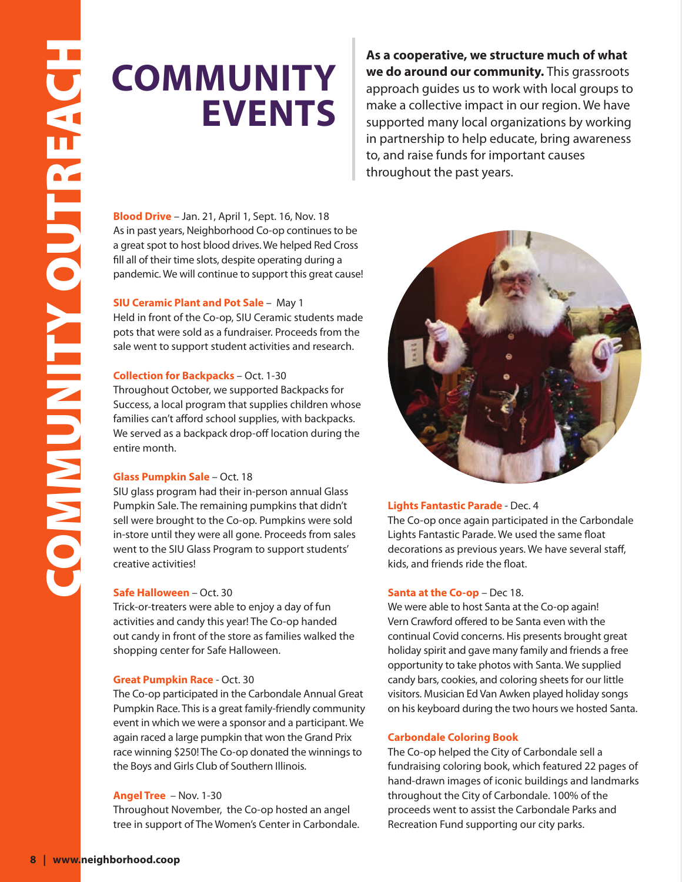# COMMUNITY OUTREACH

## COMMUNITY EVENTS

**As a cooperative, we structure much of what we do around our community.** This grassroots approach guides us to work with local groups to make a collective impact in our region. We have supported many local organizations by working in partnership to help educate, bring awareness to, and raise funds for important causes throughout the past years.

**Blood Drive** – Jan. 21, April 1, Sept. 16, Nov. 18
As in past years, Neighborhood Co-op continues to be a great spot to host blood drives. We helped Red Cross fill all of their time slots, despite operating during a pandemic. We will continue to support this great cause!

**SIU Ceramic Plant and Pot Sale** – May 1
Held in front of the Co-op, SIU Ceramic students made pots that were sold as a fundraiser. Proceeds from the sale went to support student activities and research.

**Collection for Backpacks** – Oct. 1-30
Throughout October, we supported Backpacks for Success, a local program that supplies children whose families can't afford school supplies, with backpacks. We served as a backpack drop-off location during the entire month.

**Glass Pumpkin Sale** – Oct. 18
SIU glass program had their in-person annual Glass Pumpkin Sale. The remaining pumpkins that didn't sell were brought to the Co-op. Pumpkins were sold in-store until they were all gone. Proceeds from sales went to the SIU Glass Program to support students' creative activities!

**Safe Halloween** – Oct. 30
Trick-or-treaters were able to enjoy a day of fun activities and candy this year! The Co-op handed out candy in front of the store as families walked the shopping center for Safe Halloween.

**Great Pumpkin Race** - Oct. 30
The Co-op participated in the Carbondale Annual Great Pumpkin Race. This is a great family-friendly community event in which we were a sponsor and a participant. We again raced a large pumpkin that won the Grand Prix race winning $250! The Co-op donated the winnings to the Boys and Girls Club of Southern Illinois.

**Angel Tree** – Nov. 1-30
Throughout November, the Co-op hosted an angel tree in support of The Women's Center in Carbondale.

**Lights Fantastic Parade** - Dec. 4
The Co-op once again participated in the Carbondale Lights Fantastic Parade. We used the same float decorations as previous years. We have several staff, kids, and friends ride the float.

**Santa at the Co-op** – Dec 18.
We were able to host Santa at the Co-op again! Vern Crawford offered to be Santa even with the continual Covid concerns. His presents brought great holiday spirit and gave many family and friends a free opportunity to take photos with Santa. We supplied candy bars, cookies, and coloring sheets for our little visitors. Musician Ed Van Awken played holiday songs on his keyboard during the two hours we hosted Santa.

**Carbondale Coloring Book**
The Co-op helped the City of Carbondale sell a fundraising coloring book, which featured 22 pages of hand-drawn images of iconic buildings and landmarks throughout the City of Carbondale. 100% of the proceeds went to assist the Carbondale Parks and Recreation Fund supporting our city parks.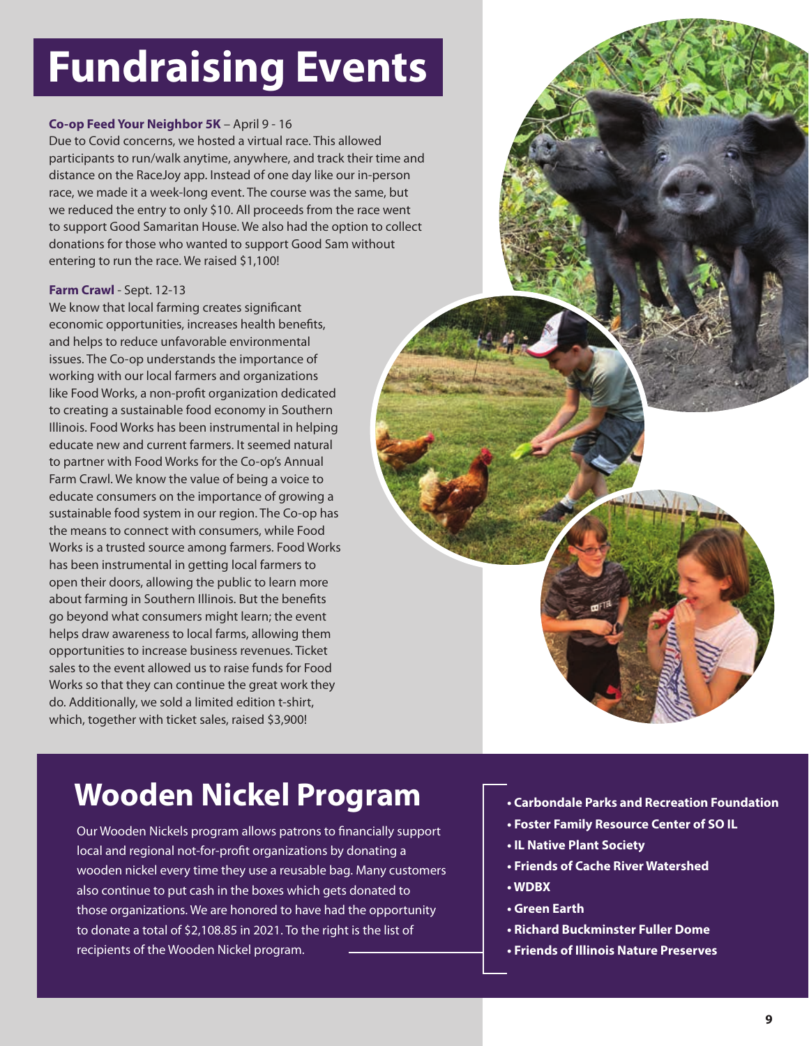# Fundraising Events

**Co-op Feed Your Neighbor 5K** – April 9 - 16

Due to Covid concerns, we hosted a virtual race. This allowed participants to run/walk anytime, anywhere, and track their time and distance on the RaceJoy app. Instead of one day like our in-person race, we made it a week-long event. The course was the same, but we reduced the entry to only $10. All proceeds from the race went to support Good Samaritan House. We also had the option to collect donations for those who wanted to support Good Sam without entering to run the race. We raised $1,100!

**Farm Crawl** - Sept. 12-13

We know that local farming creates significant economic opportunities, increases health benefits, and helps to reduce unfavorable environmental issues. The Co-op understands the importance of working with our local farmers and organizations like Food Works, a non-profit organization dedicated to creating a sustainable food economy in Southern Illinois. Food Works has been instrumental in helping educate new and current farmers. It seemed natural to partner with Food Works for the Co-op's Annual Farm Crawl. We know the value of being a voice to educate consumers on the importance of growing a sustainable food system in our region. The Co-op has the means to connect with consumers, while Food Works is a trusted source among farmers. Food Works has been instrumental in getting local farmers to open their doors, allowing the public to learn more about farming in Southern Illinois. But the benefits go beyond what consumers might learn; the event helps draw awareness to local farms, allowing them opportunities to increase business revenues. Ticket sales to the event allowed us to raise funds for Food Works so that they can continue the great work they do. Additionally, we sold a limited edition t-shirt, which, together with ticket sales, raised $3,900!

# Wooden Nickel Program

Our Wooden Nickels program allows patrons to financially support local and regional not-for-profit organizations by donating a wooden nickel every time they use a reusable bag. Many customers also continue to put cash in the boxes which gets donated to those organizations. We are honored to have had the opportunity to donate a total of $2,108.85 in 2021. To the right is the list of recipients of the Wooden Nickel program.

- **Carbondale Parks and Recreation Foundation**
- **Foster Family Resource Center of SO IL**
- **IL Native Plant Society**
- **Friends of Cache River Watershed**
- **WDBX**
- **Green Earth**
- **Richard Buckminster Fuller Dome**
- **Friends of Illinois Nature Preserves**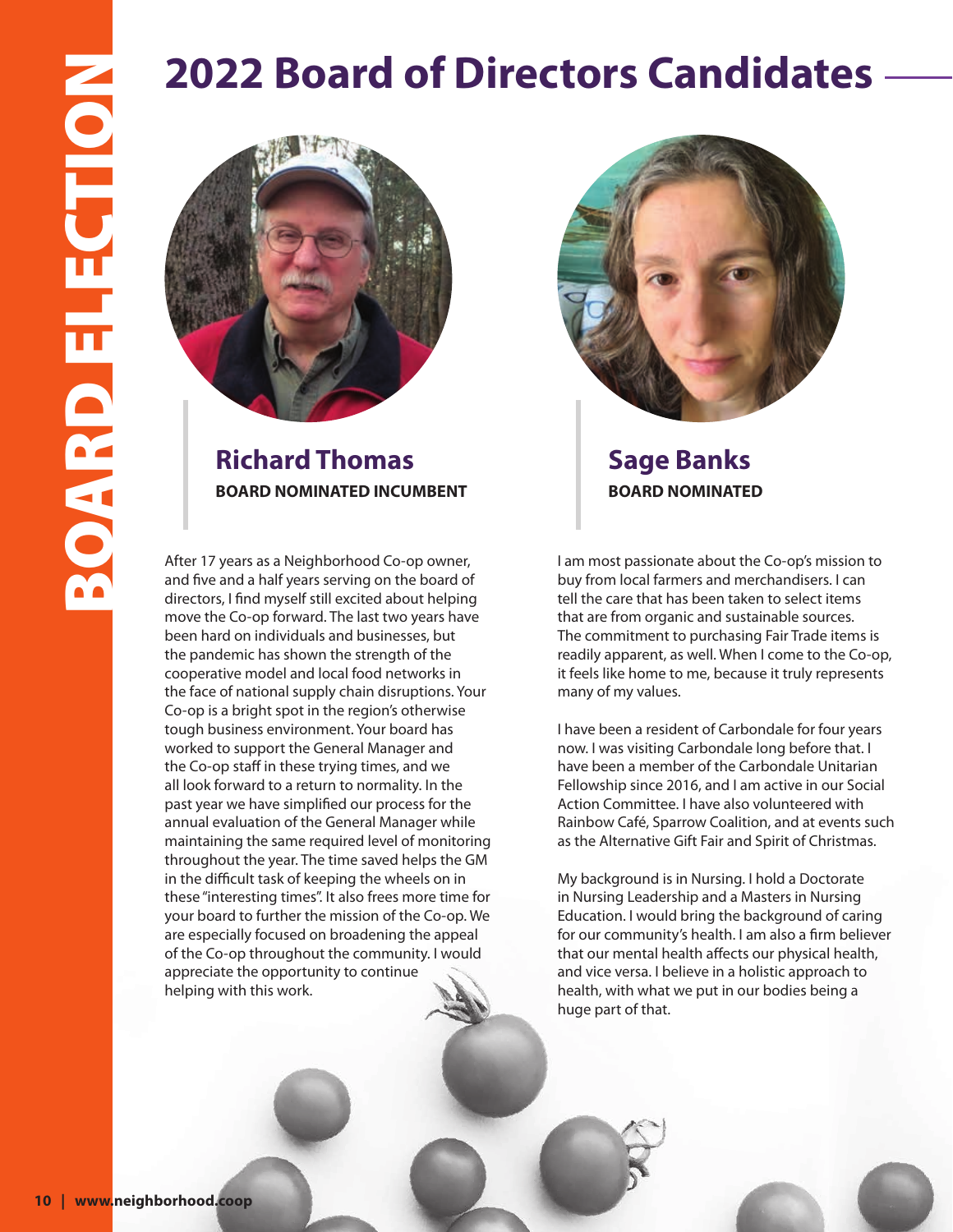# 2022 Board of Directors Candidates

## Richard Thomas

**BOARD NOMINATED INCUMBENT**

After 17 years as a Neighborhood Co-op owner, and five and a half years serving on the board of directors, I find myself still excited about helping move the Co-op forward. The last two years have been hard on individuals and businesses, but the pandemic has shown the strength of the cooperative model and local food networks in the face of national supply chain disruptions. Your Co-op is a bright spot in the region's otherwise tough business environment. Your board has worked to support the General Manager and the Co-op staff in these trying times, and we all look forward to a return to normality. In the past year we have simplified our process for the annual evaluation of the General Manager while maintaining the same required level of monitoring throughout the year. The time saved helps the GM in the difficult task of keeping the wheels on in these "interesting times". It also frees more time for your board to further the mission of the Co-op. We are especially focused on broadening the appeal of the Co-op throughout the community. I would appreciate the opportunity to continue helping with this work.

## Sage Banks

**BOARD NOMINATED**

I am most passionate about the Co-op's mission to buy from local farmers and merchandisers. I can tell the care that has been taken to select items that are from organic and sustainable sources. The commitment to purchasing Fair Trade items is readily apparent, as well. When I come to the Co-op, it feels like home to me, because it truly represents many of my values.

I have been a resident of Carbondale for four years now. I was visiting Carbondale long before that. I have been a member of the Carbondale Unitarian Fellowship since 2016, and I am active in our Social Action Committee. I have also volunteered with Rainbow Café, Sparrow Coalition, and at events such as the Alternative Gift Fair and Spirit of Christmas.

My background is in Nursing. I hold a Doctorate in Nursing Leadership and a Masters in Nursing Education. I would bring the background of caring for our community's health. I am also a firm believer that our mental health affects our physical health, and vice versa. I believe in a holistic approach to health, with what we put in our bodies being a huge part of that.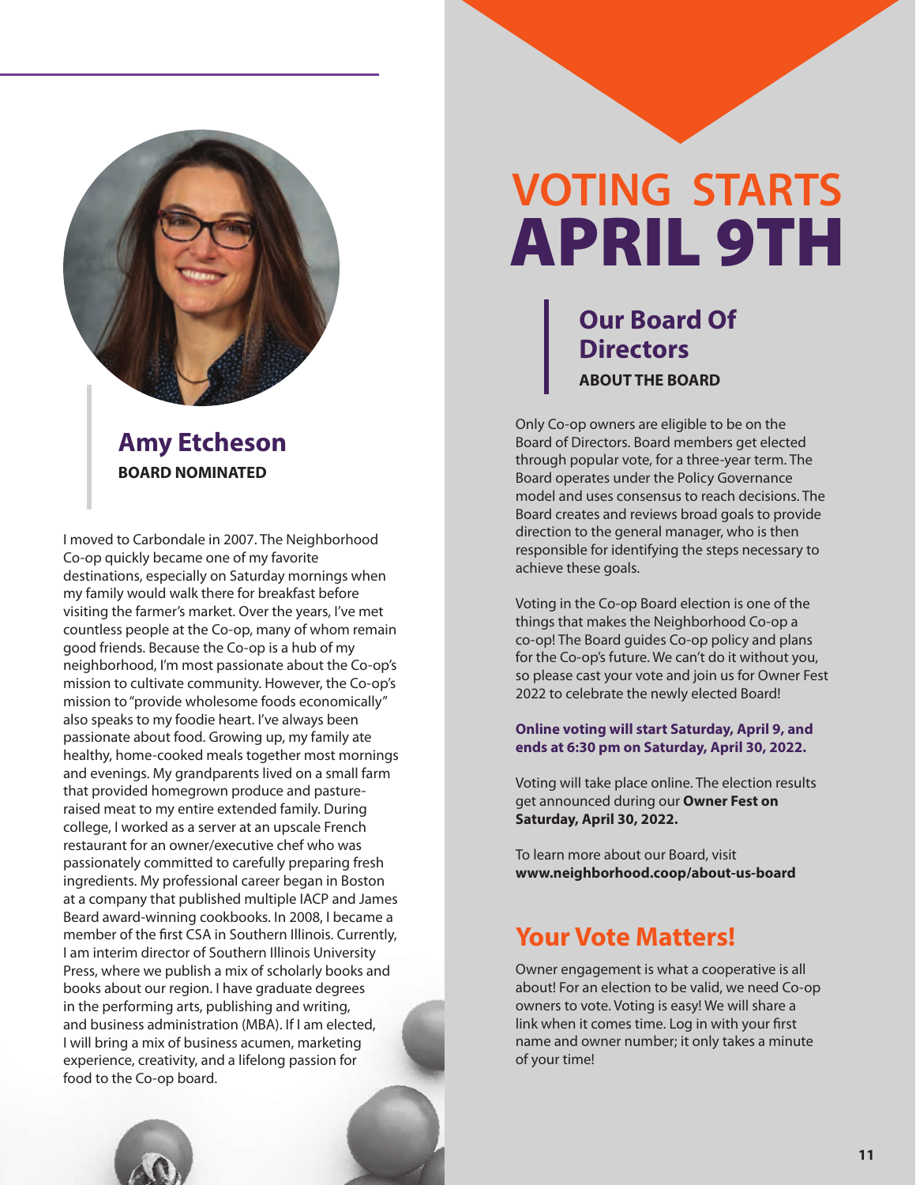## Amy Etcheson

**BOARD NOMINATED**

I moved to Carbondale in 2007. The Neighborhood Co-op quickly became one of my favorite destinations, especially on Saturday mornings when my family would walk there for breakfast before visiting the farmer's market. Over the years, I've met countless people at the Co-op, many of whom remain good friends. Because the Co-op is a hub of my neighborhood, I'm most passionate about the Co-op's mission to cultivate community. However, the Co-op's mission to "provide wholesome foods economically" also speaks to my foodie heart. I've always been passionate about food. Growing up, my family ate healthy, home-cooked meals together most mornings and evenings. My grandparents lived on a small farm that provided homegrown produce and pasture-raised meat to my entire extended family. During college, I worked as a server at an upscale French restaurant for an owner/executive chef who was passionately committed to carefully preparing fresh ingredients. My professional career began in Boston at a company that published multiple IACP and James Beard award-winning cookbooks. In 2008, I became a member of the first CSA in Southern Illinois. Currently, I am interim director of Southern Illinois University Press, where we publish a mix of scholarly books and books about our region. I have graduate degrees in the performing arts, publishing and writing, and business administration (MBA). If I am elected, I will bring a mix of business acumen, marketing experience, creativity, and a lifelong passion for food to the Co-op board.

# VOTING STARTS APRIL 9TH

## Our Board Of Directors

**ABOUT THE BOARD**

Only Co-op owners are eligible to be on the Board of Directors. Board members get elected through popular vote, for a three-year term. The Board operates under the Policy Governance model and uses consensus to reach decisions. The Board creates and reviews broad goals to provide direction to the general manager, who is then responsible for identifying the steps necessary to achieve these goals.

Voting in the Co-op Board election is one of the things that makes the Neighborhood Co-op a co-op! The Board guides Co-op policy and plans for the Co-op's future. We can't do it without you, so please cast your vote and join us for Owner Fest 2022 to celebrate the newly elected Board!

**Online voting will start Saturday, April 9, and ends at 6:30 pm on Saturday, April 30, 2022.**

Voting will take place online. The election results get announced during our **Owner Fest on Saturday, April 30, 2022.**

To learn more about our Board, visit **www.neighborhood.coop/about-us-board**

## Your Vote Matters!

Owner engagement is what a cooperative is all about! For an election to be valid, we need Co-op owners to vote. Voting is easy! We will share a link when it comes time. Log in with your first name and owner number; it only takes a minute of your time!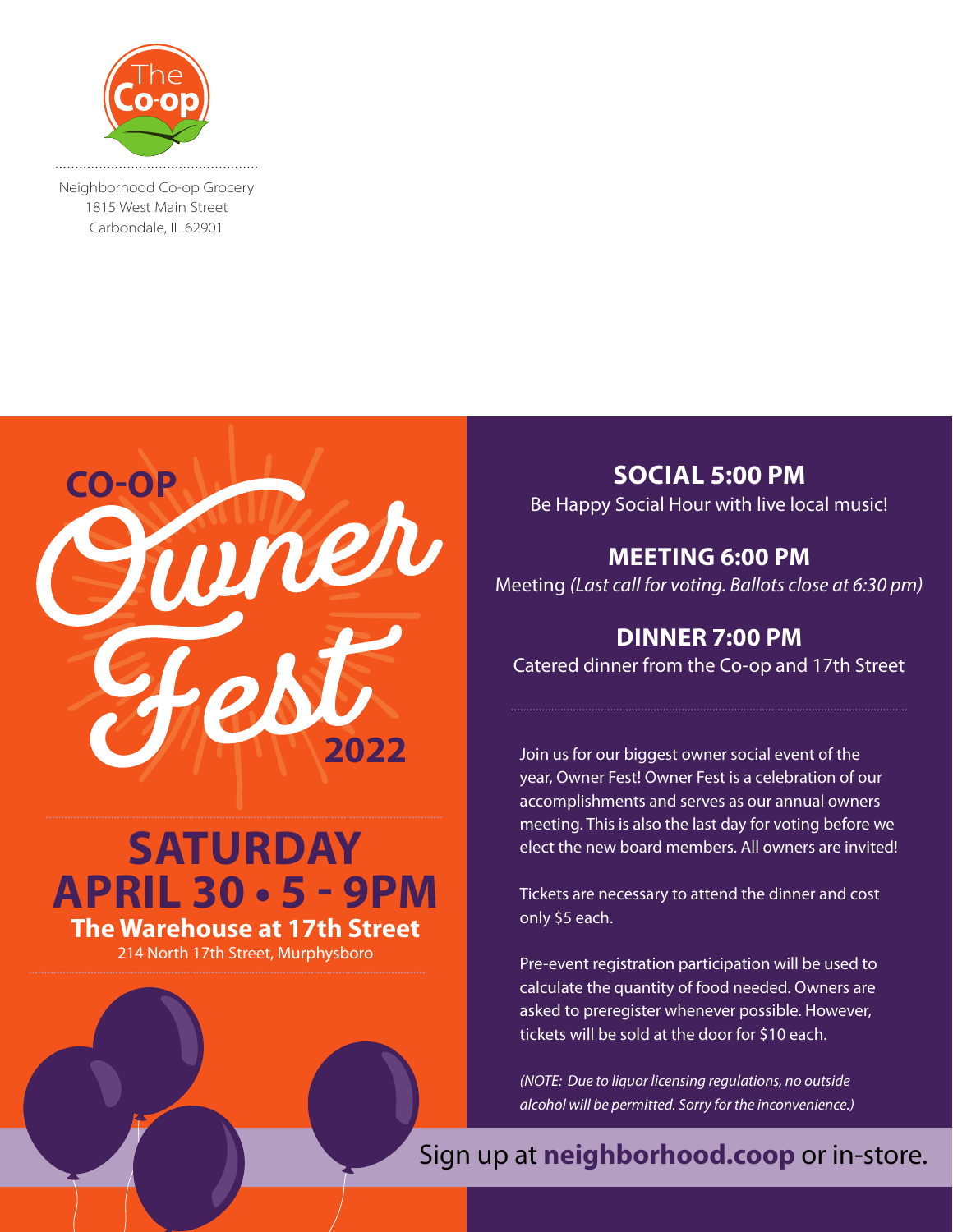The Co-op

Neighborhood Co-op Grocery
1815 West Main Street
Carbondale, IL 62901

# CO-OP Owner Fest 2022

## SATURDAY APRIL 30 • 5 - 9PM

**The Warehouse at 17th Street**

214 North 17th Street, Murphysboro

### SOCIAL 5:00 PM

Be Happy Social Hour with live local music!

### MEETING 6:00 PM

Meeting *(Last call for voting. Ballots close at 6:30 pm)*

### DINNER 7:00 PM

Catered dinner from the Co-op and 17th Street

Join us for our biggest owner social event of the year, Owner Fest! Owner Fest is a celebration of our accomplishments and serves as our annual owners meeting. This is also the last day for voting before we elect the new board members. All owners are invited!

Tickets are necessary to attend the dinner and cost only $5 each.

Pre-event registration participation will be used to calculate the quantity of food needed. Owners are asked to preregister whenever possible. However, tickets will be sold at the door for $10 each.

*(NOTE: Due to liquor licensing regulations, no outside alcohol will be permitted. Sorry for the inconvenience.)*

Sign up at **neighborhood.coop** or in-store.